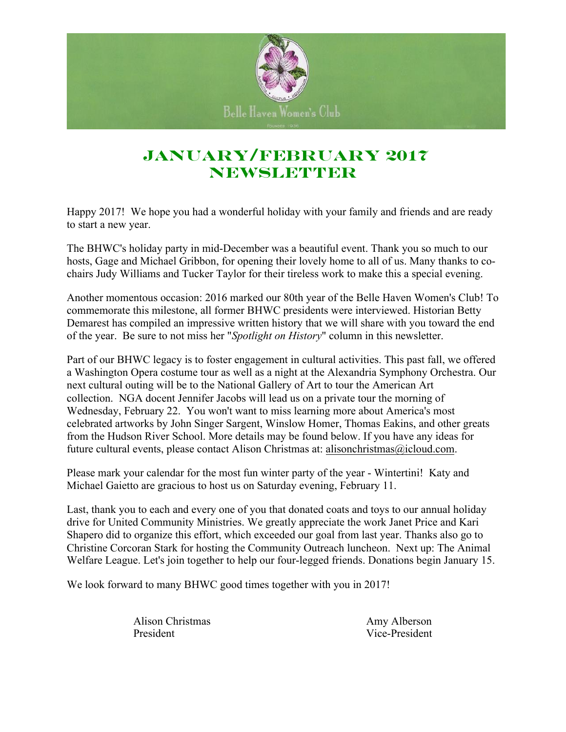Belle Haven Women's Club

# JANUARY/FEBRUARY 2017 NEWSLETTER

Happy 2017! We hope you had a wonderful holiday with your family and friends and are ready to start a new year.

The BHWC's holiday party in mid-December was a beautiful event. Thank you so much to our hosts, Gage and Michael Gribbon, for opening their lovely home to all of us. Many thanks to co-chairs Judy Williams and Tucker Taylor for their tireless work to make this a special evening.

Another momentous occasion: 2016 marked our 80th year of the Belle Haven Women's Club! To commemorate this milestone, all former BHWC presidents were interviewed. Historian Betty Demarest has compiled an impressive written history that we will share with you toward the end of the year. Be sure to not miss her "*Spotlight on History*" column in this newsletter.

Part of our BHWC legacy is to foster engagement in cultural activities. This past fall, we offered a Washington Opera costume tour as well as a night at the Alexandria Symphony Orchestra. Our next cultural outing will be to the National Gallery of Art to tour the American Art collection. NGA docent Jennifer Jacobs will lead us on a private tour the morning of Wednesday, February 22. You won't want to miss learning more about America's most celebrated artworks by John Singer Sargent, Winslow Homer, Thomas Eakins, and other greats from the Hudson River School. More details may be found below. If you have any ideas for future cultural events, please contact Alison Christmas at: alisonchristmas@icloud.com.

Please mark your calendar for the most fun winter party of the year - Wintertini! Katy and Michael Gaietto are gracious to host us on Saturday evening, February 11.

Last, thank you to each and every one of you that donated coats and toys to our annual holiday drive for United Community Ministries. We greatly appreciate the work Janet Price and Kari Shapero did to organize this effort, which exceeded our goal from last year. Thanks also go to Christine Corcoran Stark for hosting the Community Outreach luncheon. Next up: The Animal Welfare League. Let's join together to help our four-legged friends. Donations begin January 15.

We look forward to many BHWC good times together with you in 2017!

Alison Christmas
President

Amy Alberson
Vice-President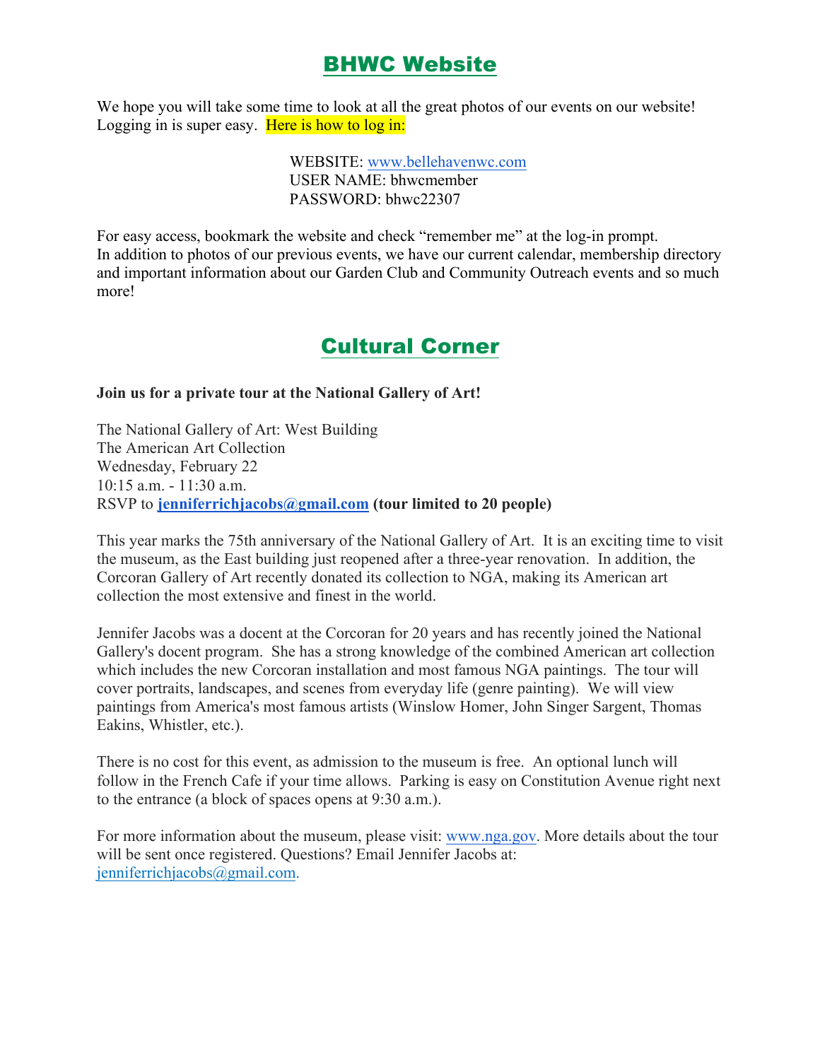## BHWC Website

We hope you will take some time to look at all the great photos of our events on our website! Logging in is super easy. Here is how to log in:

> WEBSITE: www.bellehavenwc.com
> USER NAME: bhwcmember
> PASSWORD: bhwc22307

For easy access, bookmark the website and check "remember me" at the log-in prompt.
In addition to photos of our previous events, we have our current calendar, membership directory and important information about our Garden Club and Community Outreach events and so much more!

## Cultural Corner

**Join us for a private tour at the National Gallery of Art!**

The National Gallery of Art: West Building
The American Art Collection
Wednesday, February 22
10:15 a.m. - 11:30 a.m.
RSVP to **jenniferrichjacobs@gmail.com** **(tour limited to 20 people)**

This year marks the 75th anniversary of the National Gallery of Art. It is an exciting time to visit the museum, as the East building just reopened after a three-year renovation. In addition, the Corcoran Gallery of Art recently donated its collection to NGA, making its American art collection the most extensive and finest in the world.

Jennifer Jacobs was a docent at the Corcoran for 20 years and has recently joined the National Gallery's docent program. She has a strong knowledge of the combined American art collection which includes the new Corcoran installation and most famous NGA paintings. The tour will cover portraits, landscapes, and scenes from everyday life (genre painting). We will view paintings from America's most famous artists (Winslow Homer, John Singer Sargent, Thomas Eakins, Whistler, etc.).

There is no cost for this event, as admission to the museum is free. An optional lunch will follow in the French Cafe if your time allows. Parking is easy on Constitution Avenue right next to the entrance (a block of spaces opens at 9:30 a.m.).

For more information about the museum, please visit: www.nga.gov. More details about the tour will be sent once registered. Questions? Email Jennifer Jacobs at: jenniferrichjacobs@gmail.com.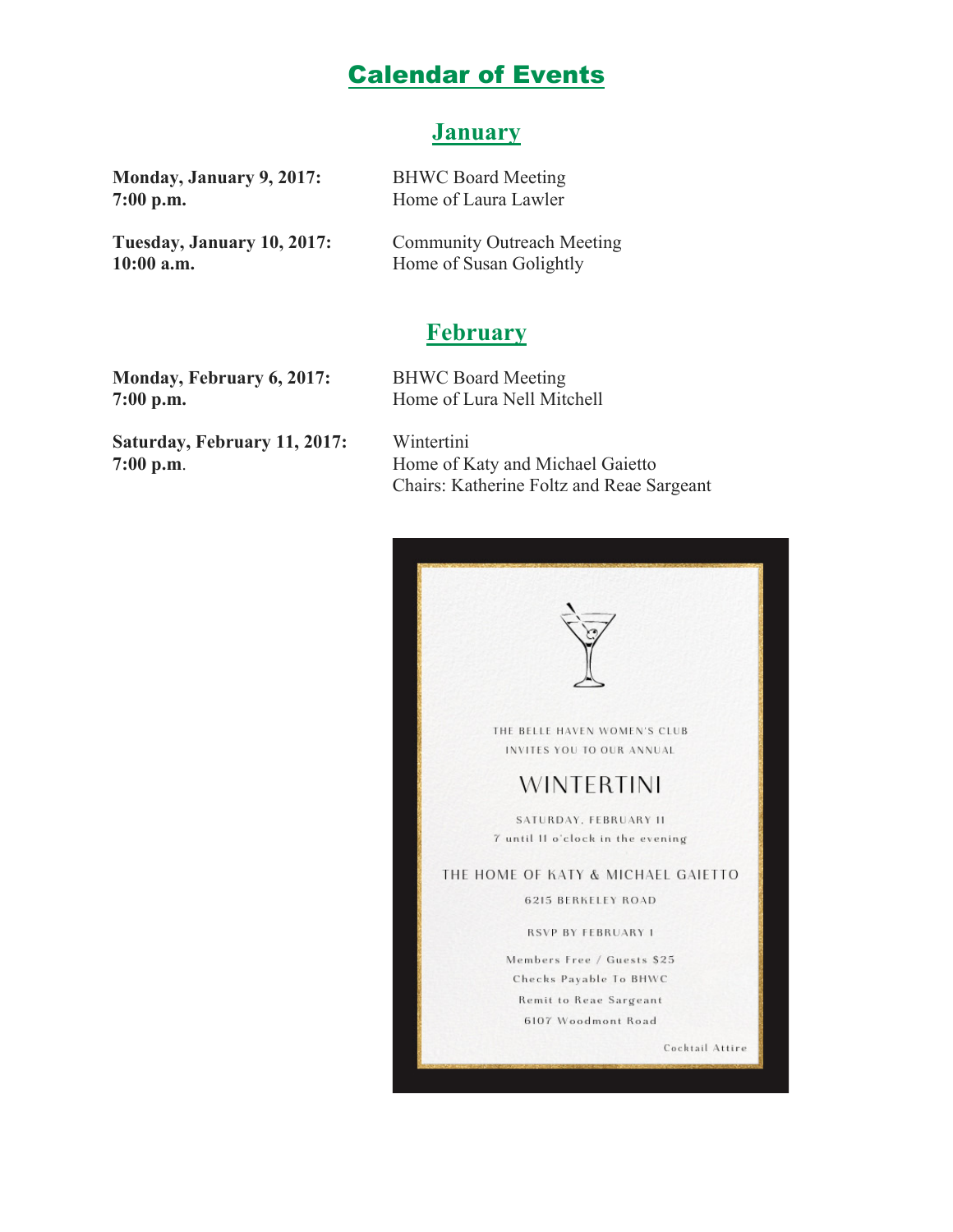# Calendar of Events

## January

**Monday, January 9, 2017:**
**7:00 p.m.**
BHWC Board Meeting
Home of Laura Lawler

**Tuesday, January 10, 2017:**
**10:00 a.m.**
Community Outreach Meeting
Home of Susan Golightly

## February

**Monday, February 6, 2017:**
**7:00 p.m.**
BHWC Board Meeting
Home of Lura Nell Mitchell

**Saturday, February 11, 2017:**
**7:00 p.m**.
Wintertini
Home of Katy and Michael Gaietto
Chairs: Katherine Foltz and Reae Sargeant

THE BELLE HAVEN WOMEN'S CLUB
INVITES YOU TO OUR ANNUAL

WINTERTINI

SATURDAY, FEBRUARY 11
7 until 11 o'clock in the evening

THE HOME OF KATY & MICHAEL GAIETTO
6215 BERKELEY ROAD

RSVP BY FEBRUARY 1

Members Free / Guests $25
Checks Payable To BHWC
Remit to Reae Sargeant
6107 Woodmont Road

Cocktail Attire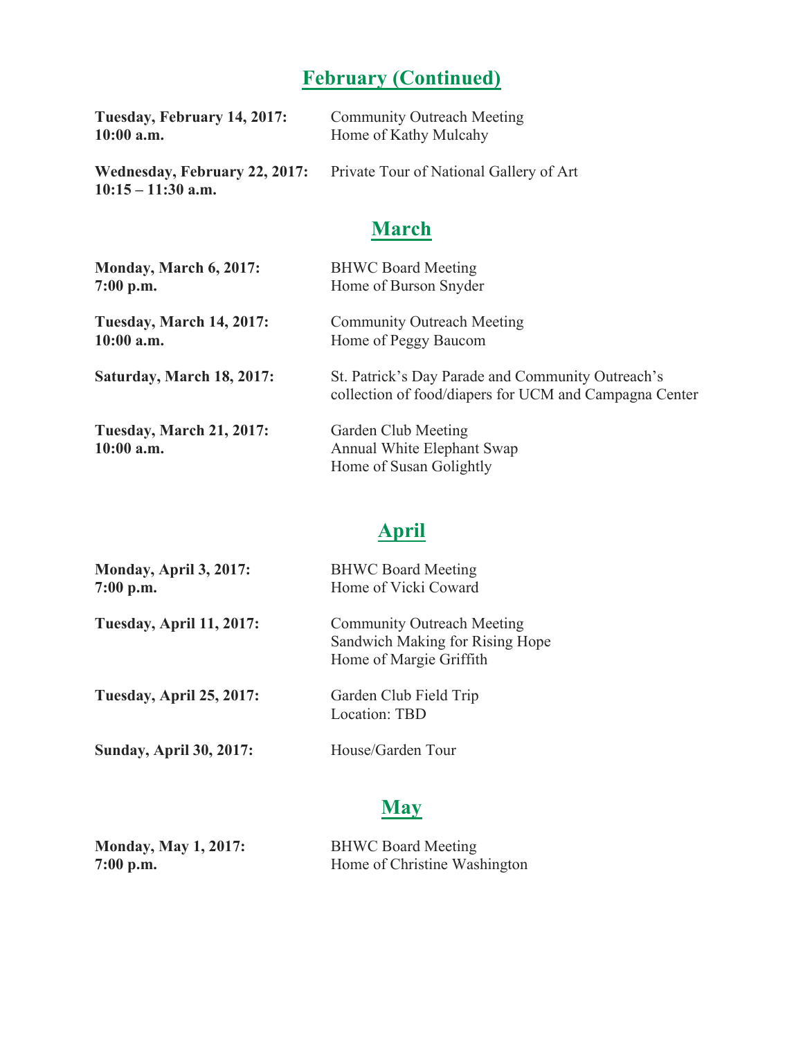## February (Continued)

**Tuesday, February 14, 2017:**
**10:00 a.m.**
Community Outreach Meeting
Home of Kathy Mulcahy

**Wednesday, February 22, 2017:**
**10:15 – 11:30 a.m.**
Private Tour of National Gallery of Art

## March

**Monday, March 6, 2017:**
**7:00 p.m.**
BHWC Board Meeting
Home of Burson Snyder

**Tuesday, March 14, 2017:**
**10:00 a.m.**
Community Outreach Meeting
Home of Peggy Baucom

**Saturday, March 18, 2017:**
St. Patrick's Day Parade and Community Outreach's collection of food/diapers for UCM and Campagna Center

**Tuesday, March 21, 2017:**
**10:00 a.m.**
Garden Club Meeting
Annual White Elephant Swap
Home of Susan Golightly

## April

**Monday, April 3, 2017:**
**7:00 p.m.**
BHWC Board Meeting
Home of Vicki Coward

**Tuesday, April 11, 2017:**
Community Outreach Meeting
Sandwich Making for Rising Hope
Home of Margie Griffith

**Tuesday, April 25, 2017:**
Garden Club Field Trip
Location: TBD

**Sunday, April 30, 2017:**
House/Garden Tour

## May

**Monday, May 1, 2017:**
**7:00 p.m.**
BHWC Board Meeting
Home of Christine Washington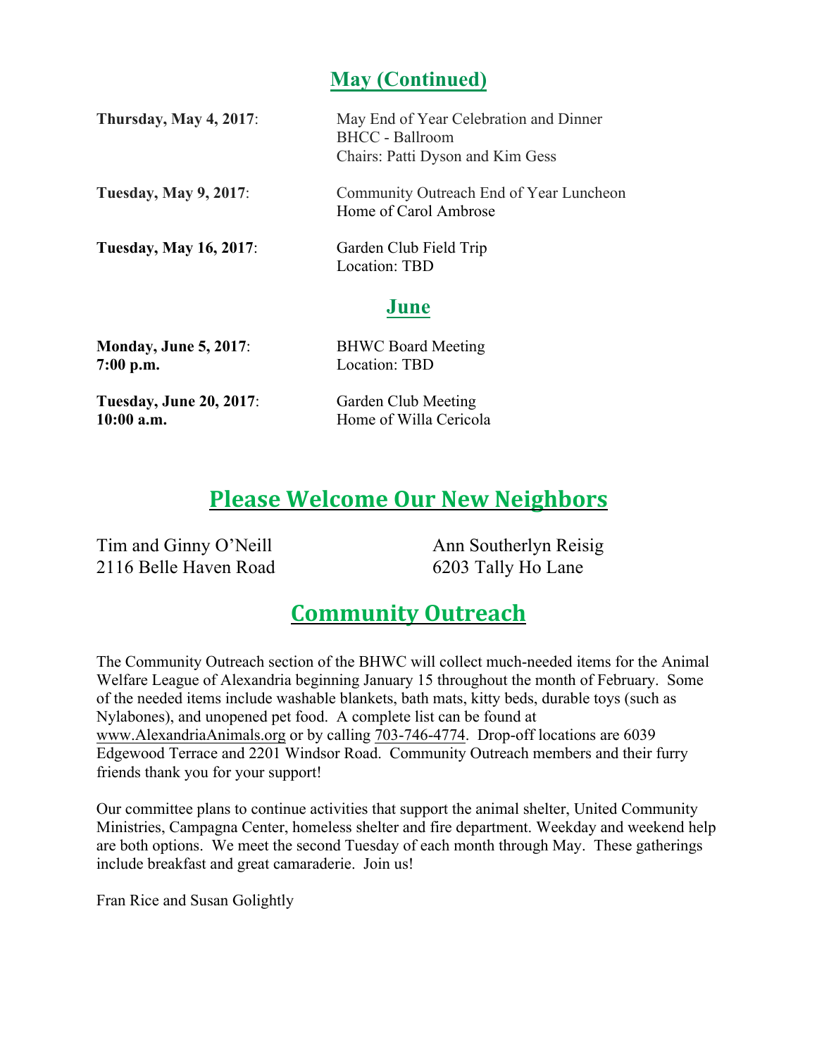## May (Continued)

**Thursday, May 4, 2017**: May End of Year Celebration and Dinner
BHCC - Ballroom
Chairs: Patti Dyson and Kim Gess

**Tuesday, May 9, 2017**: Community Outreach End of Year Luncheon
Home of Carol Ambrose

**Tuesday, May 16, 2017**: Garden Club Field Trip
Location: TBD

## June

**Monday, June 5, 2017**: BHWC Board Meeting
**7:00 p.m.** Location: TBD

**Tuesday, June 20, 2017**: Garden Club Meeting
**10:00 a.m.** Home of Willa Cericola

# Please Welcome Our New Neighbors

Tim and Ginny O'Neill
2116 Belle Haven Road

Ann Southerlyn Reisig
6203 Tally Ho Lane

# Community Outreach

The Community Outreach section of the BHWC will collect much-needed items for the Animal Welfare League of Alexandria beginning January 15 throughout the month of February. Some of the needed items include washable blankets, bath mats, kitty beds, durable toys (such as Nylabones), and unopened pet food. A complete list can be found at www.AlexandriaAnimals.org or by calling 703-746-4774. Drop-off locations are 6039 Edgewood Terrace and 2201 Windsor Road. Community Outreach members and their furry friends thank you for your support!

Our committee plans to continue activities that support the animal shelter, United Community Ministries, Campagna Center, homeless shelter and fire department. Weekday and weekend help are both options. We meet the second Tuesday of each month through May. These gatherings include breakfast and great camaraderie. Join us!

Fran Rice and Susan Golightly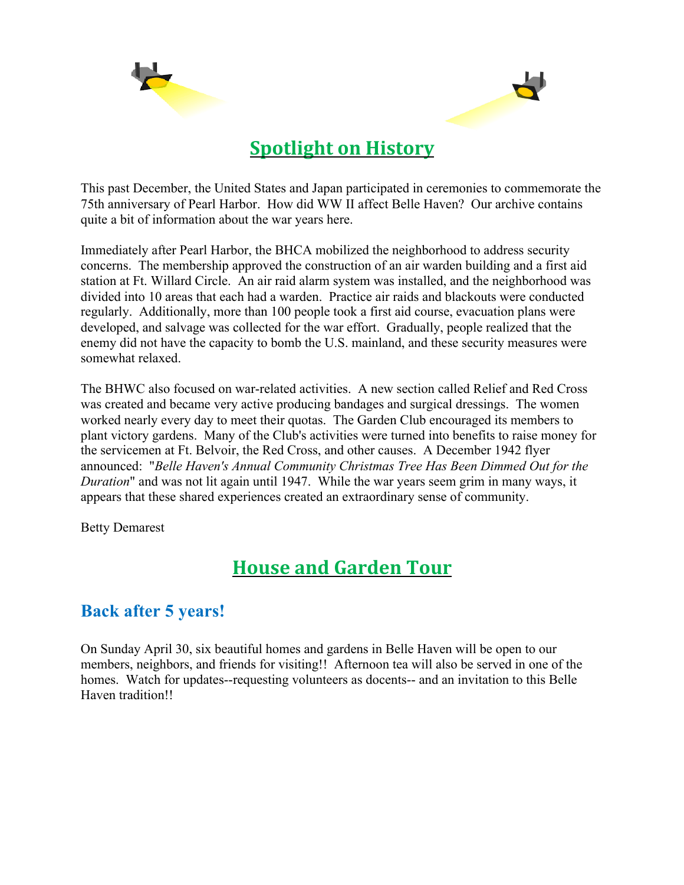## Spotlight on History

This past December, the United States and Japan participated in ceremonies to commemorate the 75th anniversary of Pearl Harbor. How did WW II affect Belle Haven? Our archive contains quite a bit of information about the war years here.

Immediately after Pearl Harbor, the BHCA mobilized the neighborhood to address security concerns. The membership approved the construction of an air warden building and a first aid station at Ft. Willard Circle. An air raid alarm system was installed, and the neighborhood was divided into 10 areas that each had a warden. Practice air raids and blackouts were conducted regularly. Additionally, more than 100 people took a first aid course, evacuation plans were developed, and salvage was collected for the war effort. Gradually, people realized that the enemy did not have the capacity to bomb the U.S. mainland, and these security measures were somewhat relaxed.

The BHWC also focused on war-related activities. A new section called Relief and Red Cross was created and became very active producing bandages and surgical dressings. The women worked nearly every day to meet their quotas. The Garden Club encouraged its members to plant victory gardens. Many of the Club's activities were turned into benefits to raise money for the servicemen at Ft. Belvoir, the Red Cross, and other causes. A December 1942 flyer announced: "*Belle Haven's Annual Community Christmas Tree Has Been Dimmed Out for the Duration*" and was not lit again until 1947. While the war years seem grim in many ways, it appears that these shared experiences created an extraordinary sense of community.

Betty Demarest

## House and Garden Tour

### Back after 5 years!

On Sunday April 30, six beautiful homes and gardens in Belle Haven will be open to our members, neighbors, and friends for visiting!! Afternoon tea will also be served in one of the homes. Watch for updates--requesting volunteers as docents-- and an invitation to this Belle Haven tradition!!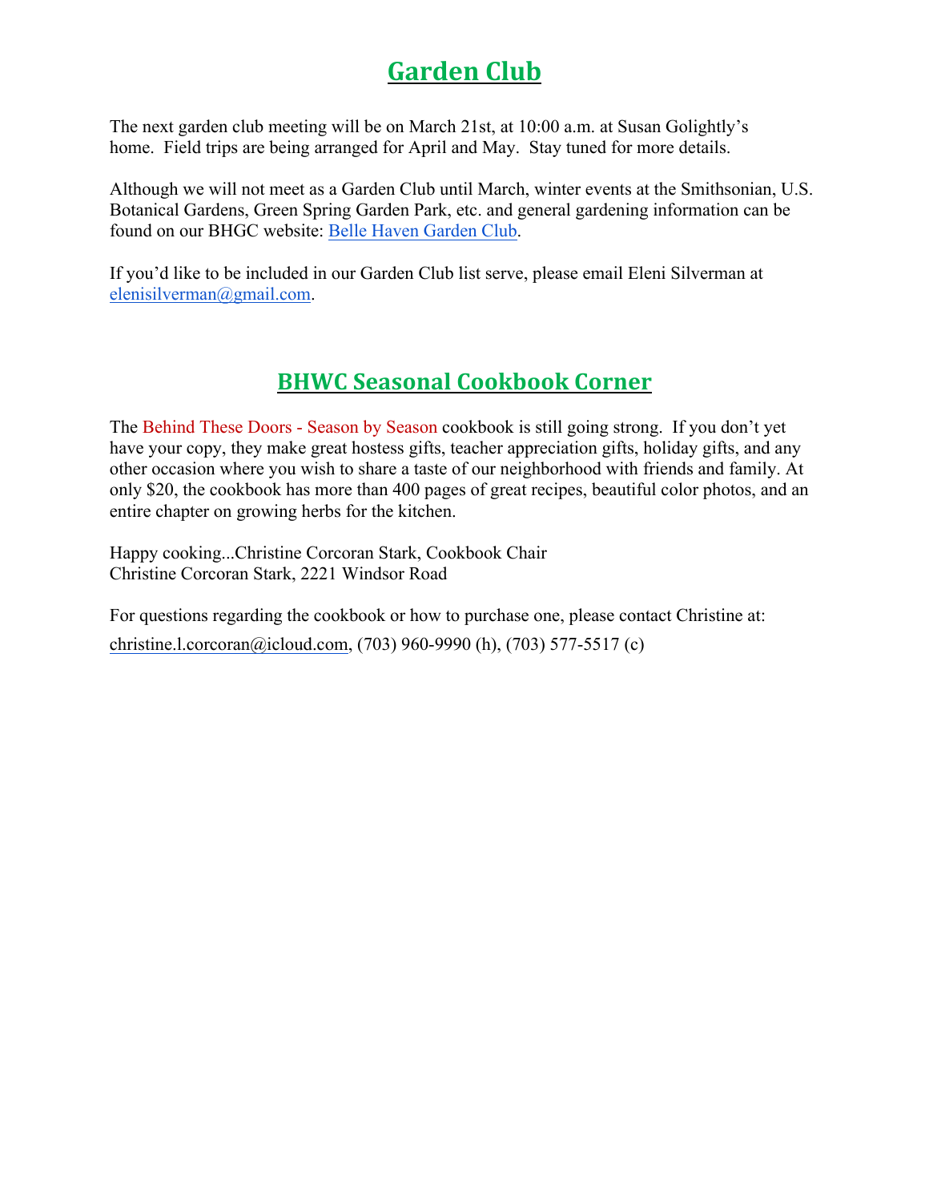# Garden Club

The next garden club meeting will be on March 21st, at 10:00 a.m. at Susan Golightly's home. Field trips are being arranged for April and May. Stay tuned for more details.

Although we will not meet as a Garden Club until March, winter events at the Smithsonian, U.S. Botanical Gardens, Green Spring Garden Park, etc. and general gardening information can be found on our BHGC website: Belle Haven Garden Club.

If you'd like to be included in our Garden Club list serve, please email Eleni Silverman at elenisilverman@gmail.com.

# BHWC Seasonal Cookbook Corner

The Behind These Doors - Season by Season cookbook is still going strong. If you don't yet have your copy, they make great hostess gifts, teacher appreciation gifts, holiday gifts, and any other occasion where you wish to share a taste of our neighborhood with friends and family. At only $20, the cookbook has more than 400 pages of great recipes, beautiful color photos, and an entire chapter on growing herbs for the kitchen.

Happy cooking...Christine Corcoran Stark, Cookbook Chair
Christine Corcoran Stark, 2221 Windsor Road

For questions regarding the cookbook or how to purchase one, please contact Christine at:
christine.l.corcoran@icloud.com, (703) 960-9990 (h), (703) 577-5517 (c)